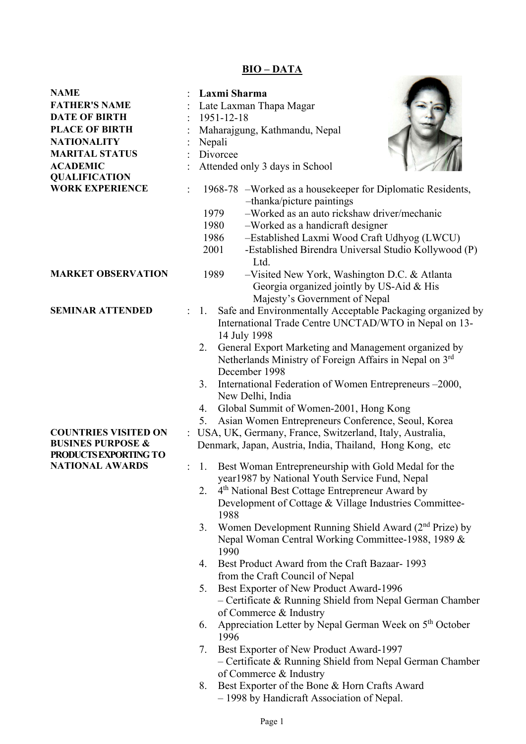## BIO – DATA

**NAME** : **Laxmi Sharma**

**FATHER'S NAME** : Late Laxman Thapa Magar

**DATE OF BIRTH** : 1951-12-18

**PLACE OF BIRTH** : Maharajgung, Kathmandu, Nepal

**NATIONALITY** : Nepali

**MARITAL STATUS** : Divorcee

**ACADEMIC QUALIFICATION** : Attended only 3 days in School

**WORK EXPERIENCE** :

- 1968-78 –Worked as a housekeeper for Diplomatic Residents, –thanka/picture paintings
- 1979 –Worked as an auto rickshaw driver/mechanic
- 1980 –Worked as a handicraft designer
- 1986 –Established Laxmi Wood Craft Udhyog (LWCU)
- 2001 -Established Birendra Universal Studio Kollywood (P) Ltd.

**MARKET OBSERVATION**

- 1989 –Visited New York, Washington D.C. & Atlanta Georgia organized jointly by US-Aid & His Majesty's Government of Nepal

**SEMINAR ATTENDED** :

1. Safe and Environmentally Acceptable Packaging organized by International Trade Centre UNCTAD/WTO in Nepal on 13-14 July 1998
2. General Export Marketing and Management organized by Netherlands Ministry of Foreign Affairs in Nepal on 3rd December 1998
3. International Federation of Women Entrepreneurs –2000, New Delhi, India
4. Global Summit of Women-2001, Hong Kong
5. Asian Women Entrepreneurs Conference, Seoul, Korea

**COUNTRIES VISITED ON BUSINES PURPOSE & PRODUCTS EXPORTING TO** : USA, UK, Germany, France, Switzerland, Italy, Australia, Denmark, Japan, Austria, India, Thailand, Hong Kong, etc

**NATIONAL AWARDS** :

1. Best Woman Entrepreneurship with Gold Medal for the year1987 by National Youth Service Fund, Nepal
2. 4th National Best Cottage Entrepreneur Award by Development of Cottage & Village Industries Committee-1988
3. Women Development Running Shield Award (2nd Prize) by Nepal Woman Central Working Committee-1988, 1989 & 1990
4. Best Product Award from the Craft Bazaar- 1993 from the Craft Council of Nepal
5. Best Exporter of New Product Award-1996 – Certificate & Running Shield from Nepal German Chamber of Commerce & Industry
6. Appreciation Letter by Nepal German Week on 5th October 1996
7. Best Exporter of New Product Award-1997 – Certificate & Running Shield from Nepal German Chamber of Commerce & Industry
8. Best Exporter of the Bone & Horn Crafts Award – 1998 by Handicraft Association of Nepal.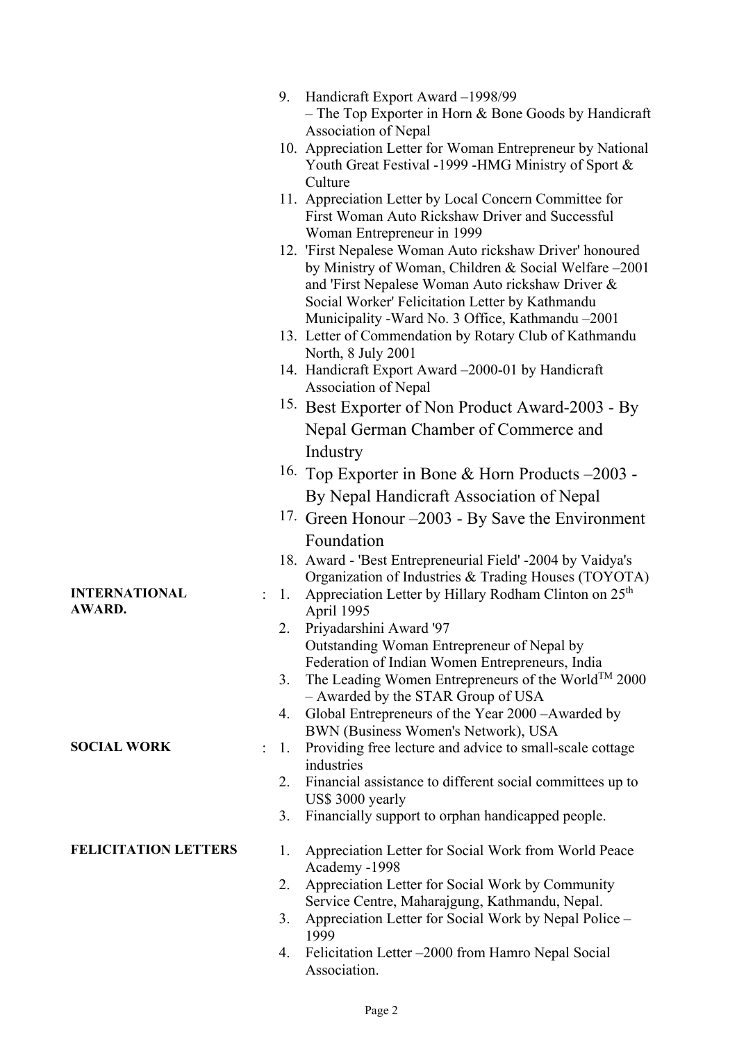9. Handicraft Export Award –1998/99
   – The Top Exporter in Horn & Bone Goods by Handicraft Association of Nepal
10. Appreciation Letter for Woman Entrepreneur by National Youth Great Festival -1999 -HMG Ministry of Sport & Culture
11. Appreciation Letter by Local Concern Committee for First Woman Auto Rickshaw Driver and Successful Woman Entrepreneur in 1999
12. 'First Nepalese Woman Auto rickshaw Driver' honoured by Ministry of Woman, Children & Social Welfare –2001 and 'First Nepalese Woman Auto rickshaw Driver & Social Worker' Felicitation Letter by Kathmandu Municipality -Ward No. 3 Office, Kathmandu –2001
13. Letter of Commendation by Rotary Club of Kathmandu North, 8 July 2001
14. Handicraft Export Award –2000-01 by Handicraft Association of Nepal
15. Best Exporter of Non Product Award-2003 - By Nepal German Chamber of Commerce and Industry
16. Top Exporter in Bone & Horn Products –2003 - By Nepal Handicraft Association of Nepal
17. Green Honour –2003 - By Save the Environment Foundation
18. Award - 'Best Entrepreneurial Field' -2004 by Vaidya's Organization of Industries & Trading Houses (TOYOTA)

**INTERNATIONAL AWARD.** :

1. Appreciation Letter by Hillary Rodham Clinton on 25th April 1995
2. Priyadarshini Award '97
   Outstanding Woman Entrepreneur of Nepal by Federation of Indian Women Entrepreneurs, India
3. The Leading Women Entrepreneurs of the World™ 2000 – Awarded by the STAR Group of USA
4. Global Entrepreneurs of the Year 2000 –Awarded by BWN (Business Women's Network), USA

**SOCIAL WORK** :

1. Providing free lecture and advice to small-scale cottage industries
2. Financial assistance to different social committees up to US$ 3000 yearly
3. Financially support to orphan handicapped people.

**FELICITATION LETTERS**

1. Appreciation Letter for Social Work from World Peace Academy -1998
2. Appreciation Letter for Social Work by Community Service Centre, Maharajgung, Kathmandu, Nepal.
3. Appreciation Letter for Social Work by Nepal Police – 1999
4. Felicitation Letter –2000 from Hamro Nepal Social Association.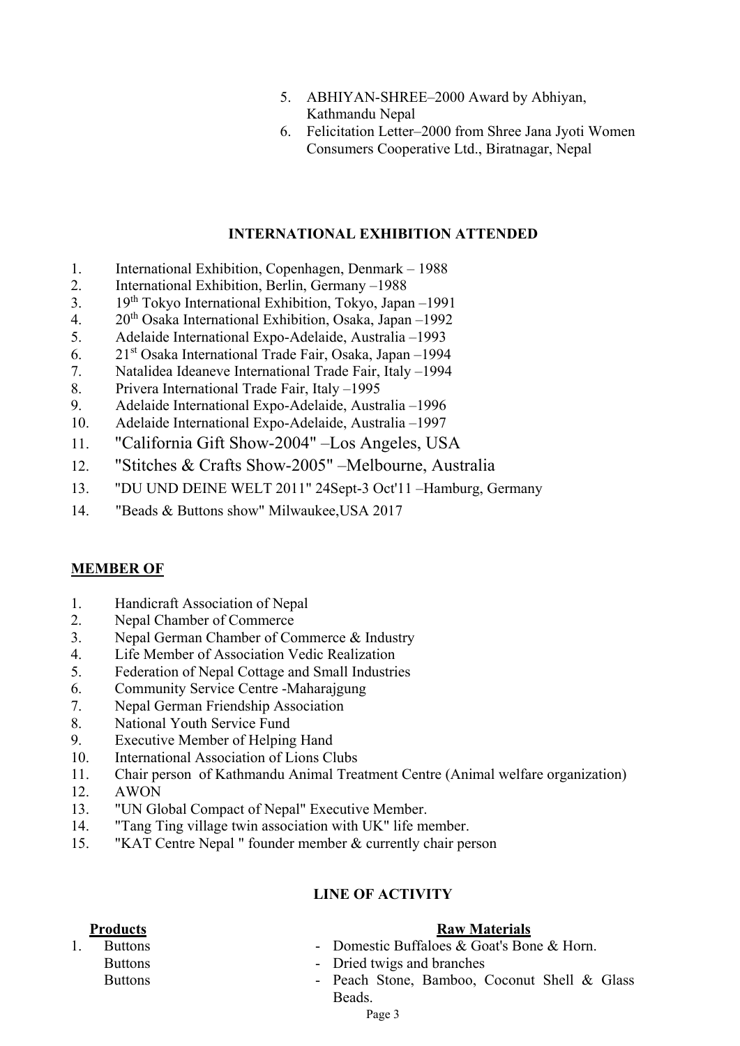5. ABHIYAN-SHREE–2000 Award by Abhiyan, Kathmandu Nepal
6. Felicitation Letter–2000 from Shree Jana Jyoti Women Consumers Cooperative Ltd., Biratnagar, Nepal

## INTERNATIONAL EXHIBITION ATTENDED

1. International Exhibition, Copenhagen, Denmark – 1988
2. International Exhibition, Berlin, Germany –1988
3. 19th Tokyo International Exhibition, Tokyo, Japan –1991
4. 20th Osaka International Exhibition, Osaka, Japan –1992
5. Adelaide International Expo-Adelaide, Australia –1993
6. 21st Osaka International Trade Fair, Osaka, Japan –1994
7. Natalidea Ideaneve International Trade Fair, Italy –1994
8. Privera International Trade Fair, Italy –1995
9. Adelaide International Expo-Adelaide, Australia –1996
10. Adelaide International Expo-Adelaide, Australia –1997
11. "California Gift Show-2004" –Los Angeles, USA
12. "Stitches & Crafts Show-2005" –Melbourne, Australia
13. "DU UND DEINE WELT 2011" 24Sept-3 Oct'11 –Hamburg, Germany
14. "Beads & Buttons show" Milwaukee,USA 2017

## MEMBER OF

1. Handicraft Association of Nepal
2. Nepal Chamber of Commerce
3. Nepal German Chamber of Commerce & Industry
4. Life Member of Association Vedic Realization
5. Federation of Nepal Cottage and Small Industries
6. Community Service Centre -Maharajgung
7. Nepal German Friendship Association
8. National Youth Service Fund
9. Executive Member of Helping Hand
10. International Association of Lions Clubs
11. Chair person of Kathmandu Animal Treatment Centre (Animal welfare organization)
12. AWON
13. "UN Global Compact of Nepal" Executive Member.
14. "Tang Ting village twin association with UK" life member.
15. "KAT Centre Nepal " founder member & currently chair person

## LINE OF ACTIVITY

| Products | Raw Materials |
|---|---|
| 1. Buttons | - Domestic Buffaloes & Goat's Bone & Horn. |
| Buttons | - Dried twigs and branches |
| Buttons | - Peach Stone, Bamboo, Coconut Shell & Glass Beads. |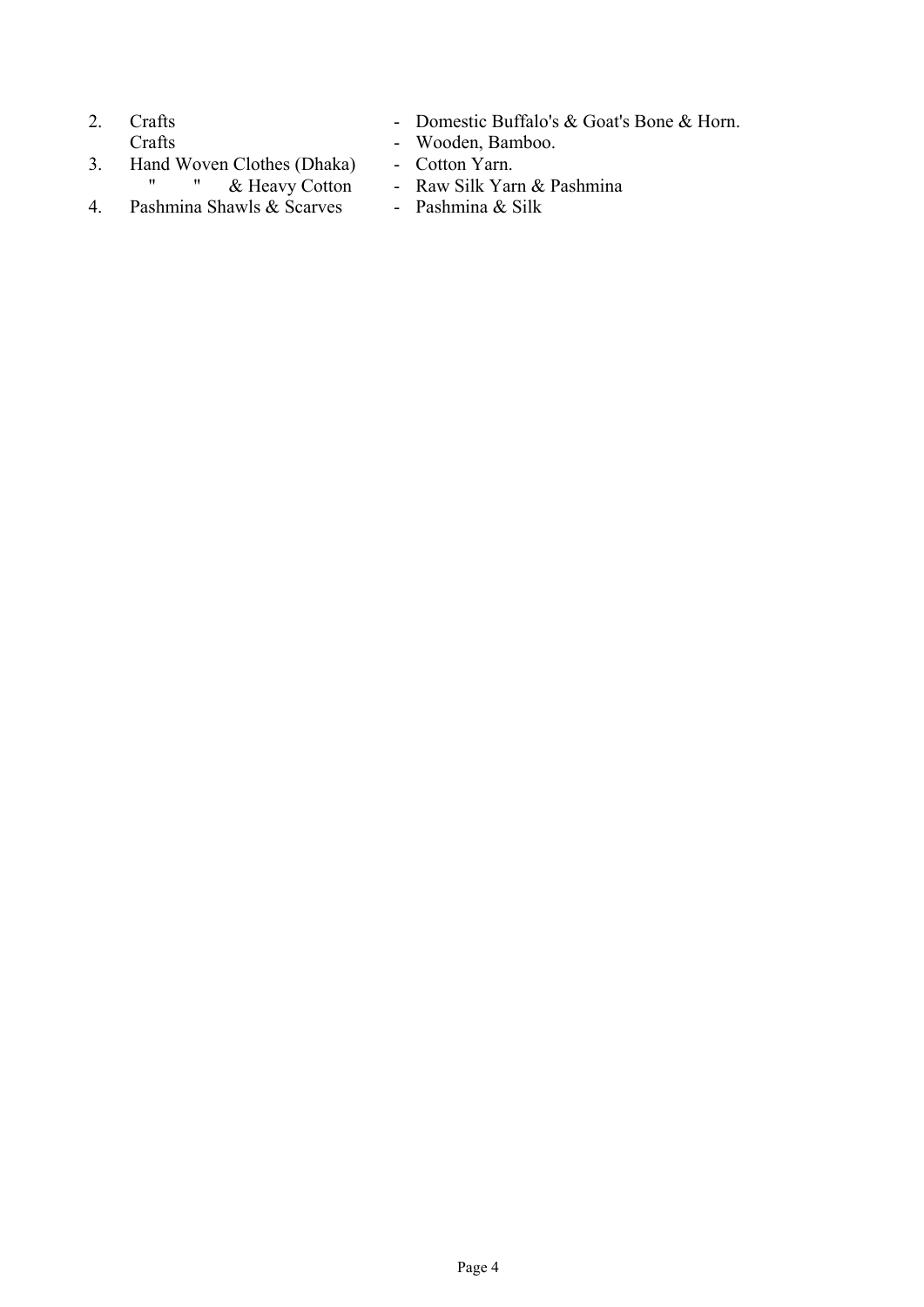| | | |
|---|---|---|
| 2. | Crafts | - Domestic Buffalo's & Goat's Bone & Horn. |
| | Crafts | - Wooden, Bamboo. |
| 3. | Hand Woven Clothes (Dhaka) | - Cotton Yarn. |
| | " " & Heavy Cotton | - Raw Silk Yarn & Pashmina |
| 4. | Pashmina Shawls & Scarves | - Pashmina & Silk |